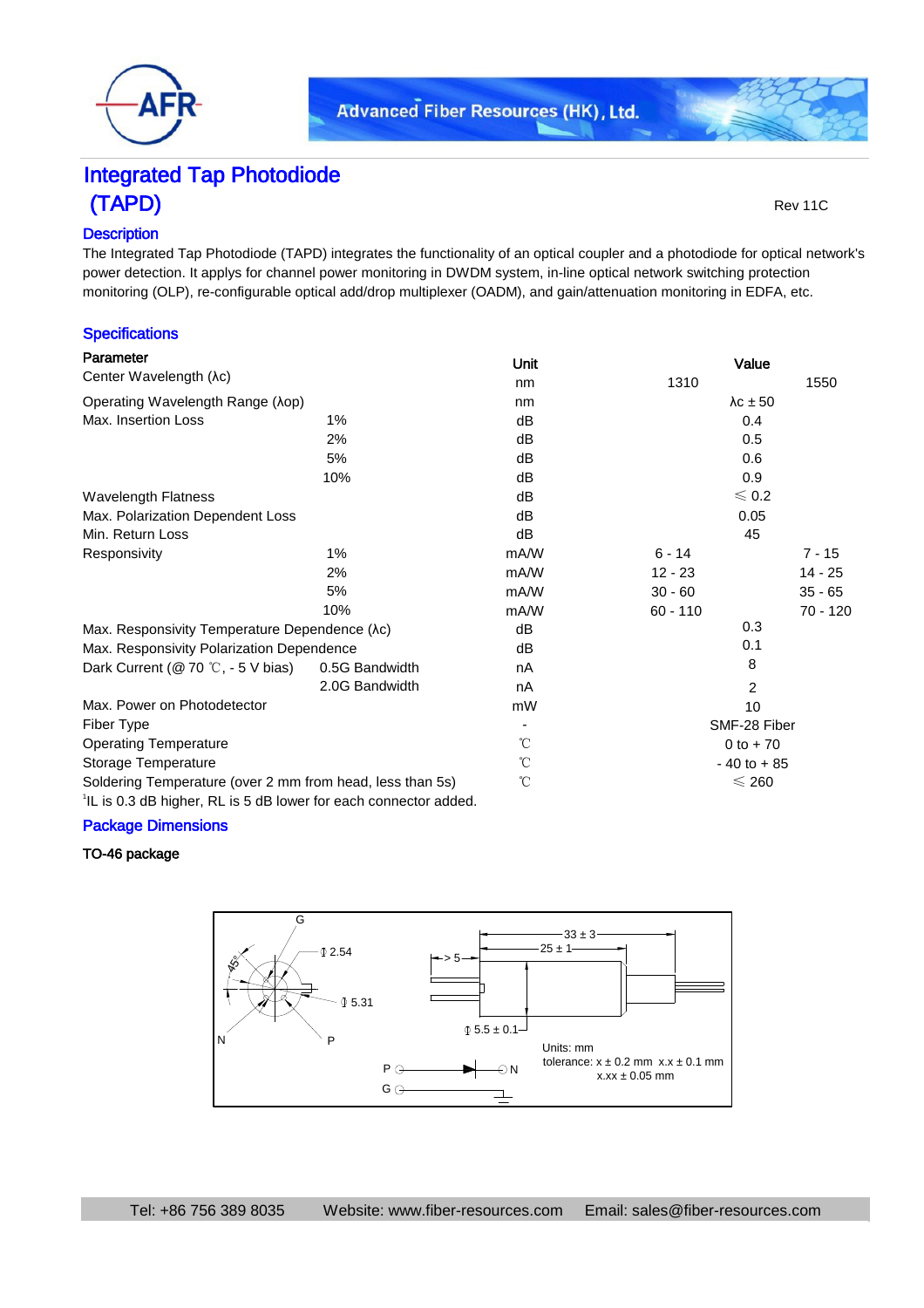# Integrated Tap Photodiode (TAPD)

Rev 11C

## Description

The Integrated Tap Photodiode (TAPD) integrates the functionality of an optical coupler and a photodiode for optical network's power detection. It applies for channel power monitoring in DWDM system, in-line optical network switching protection monitoring (OLP), re-configurable optical add/drop multiplexer (OADM), and gain/attenuation monitoring in EDFA, etc.

## Specifications

| Parameter | | Unit | Value | |
|---|---|---|---|---|
| Center Wavelength (λc) | | nm | 1310 | 1550 |
| Operating Wavelength Range (λop) | | nm | λc ± 50 | |
| Max. Insertion Loss | 1% | dB | 0.4 | |
| | 2% | dB | 0.5 | |
| | 5% | dB | 0.6 | |
| | 10% | dB | 0.9 | |
| Wavelength Flatness | | dB | ≤ 0.2 | |
| Max. Polarization Dependent Loss | | dB | 0.05 | |
| Min. Return Loss | | dB | 45 | |
| Responsivity | 1% | mA/W | 6 - 14 | 7 - 15 |
| | 2% | mA/W | 12 - 23 | 14 - 25 |
| | 5% | mA/W | 30 - 60 | 35 - 65 |
| | 10% | mA/W | 60 - 110 | 70 - 120 |
| Max. Responsivity Temperature Dependence (λc) | | dB | 0.3 | |
| Max. Responsivity Polarization Dependence | | dB | 0.1 | |
| Dark Current (@ 70 ℃, - 5 V bias) | 0.5G Bandwidth | nA | 8 | |
| | 2.0G Bandwidth | nA | 2 | |
| Max. Power on Photodetector | | mW | 10 | |
| Fiber Type | | - | SMF-28 Fiber | |
| Operating Temperature | | ℃ | 0 to + 70 | |
| Storage Temperature | | ℃ | - 40 to + 85 | |
| Soldering Temperature (over 2 mm from head, less than 5s) | | ℃ | ≤ 260 | |

[1]IL is 0.3 dB higher, RL is 5 dB lower for each connector added.

## Package Dimensions

**TO-46 package**

Units: mm
tolerance: x ± 0.2 mm x.x ± 0.1 mm x.xx ± 0.05 mm

Tel: +86 756 389 8035 Website: www.fiber-resources.com Email: sales@fiber-resources.com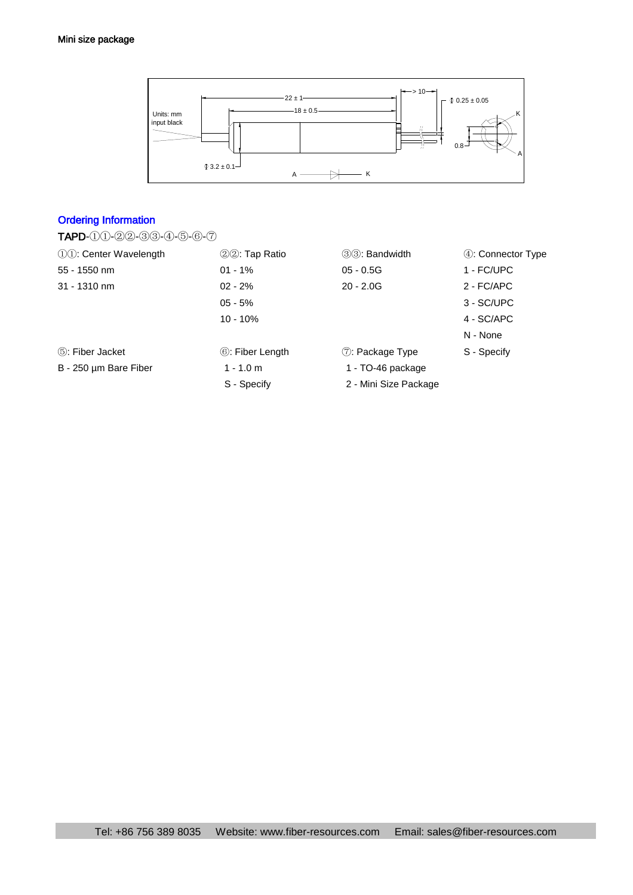Mini size package

Units: mm
input black

22 ± 1
18 ± 0.5
> 10
Φ 0.25 ± 0.05
Φ 3.2 ± 0.1
0.8
K
A
A K

## Ordering Information

TAPD-①①-②②-③③-④-⑤-⑥-⑦

| ①①: Center Wavelength | ②②: Tap Ratio | ③③: Bandwidth | ④: Connector Type |
|---|---|---|---|
| 55 - 1550 nm | 01 - 1% | 05 - 0.5G | 1 - FC/UPC |
| 31 - 1310 nm | 02 - 2% | 20 - 2.0G | 2 - FC/APC |
| | 05 - 5% | | 3 - SC/UPC |
| | 10 - 10% | | 4 - SC/APC |
| | | | N - None |
| ⑤: Fiber Jacket | ⑥: Fiber Length | ⑦: Package Type | S - Specify |
| B - 250 µm Bare Fiber | 1 - 1.0 m | 1 - TO-46 package | |
| | S - Specify | 2 - Mini Size Package | |

Tel: +86 756 389 8035 Website: www.fiber-resources.com Email: sales@fiber-resources.com